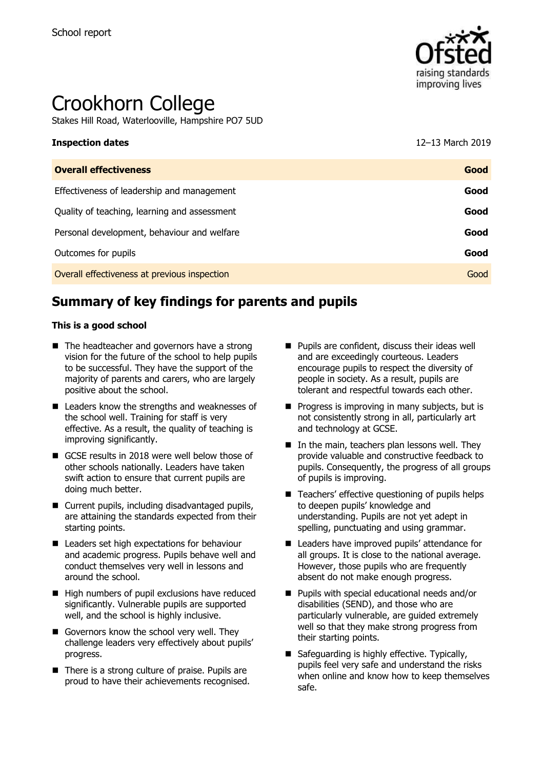School report

# Crookhorn College

Stakes Hill Road, Waterlooville, Hampshire PO7 5UD

| **Inspection dates** | 12–13 March 2019 |
| --- | --- |
| **Overall effectiveness** | **Good** |
| Effectiveness of leadership and management | **Good** |
| Quality of teaching, learning and assessment | **Good** |
| Personal development, behaviour and welfare | **Good** |
| Outcomes for pupils | **Good** |
| Overall effectiveness at previous inspection | Good |

## Summary of key findings for parents and pupils

**This is a good school**

- The headteacher and governors have a strong vision for the future of the school to help pupils to be successful. They have the support of the majority of parents and carers, who are largely positive about the school.
- Leaders know the strengths and weaknesses of the school well. Training for staff is very effective. As a result, the quality of teaching is improving significantly.
- GCSE results in 2018 were well below those of other schools nationally. Leaders have taken swift action to ensure that current pupils are doing much better.
- Current pupils, including disadvantaged pupils, are attaining the standards expected from their starting points.
- Leaders set high expectations for behaviour and academic progress. Pupils behave well and conduct themselves very well in lessons and around the school.
- High numbers of pupil exclusions have reduced significantly. Vulnerable pupils are supported well, and the school is highly inclusive.
- Governors know the school very well. They challenge leaders very effectively about pupils' progress.
- There is a strong culture of praise. Pupils are proud to have their achievements recognised.
- Pupils are confident, discuss their ideas well and are exceedingly courteous. Leaders encourage pupils to respect the diversity of people in society. As a result, pupils are tolerant and respectful towards each other.
- Progress is improving in many subjects, but is not consistently strong in all, particularly art and technology at GCSE.
- In the main, teachers plan lessons well. They provide valuable and constructive feedback to pupils. Consequently, the progress of all groups of pupils is improving.
- Teachers' effective questioning of pupils helps to deepen pupils' knowledge and understanding. Pupils are not yet adept in spelling, punctuating and using grammar.
- Leaders have improved pupils' attendance for all groups. It is close to the national average. However, those pupils who are frequently absent do not make enough progress.
- Pupils with special educational needs and/or disabilities (SEND), and those who are particularly vulnerable, are guided extremely well so that they make strong progress from their starting points.
- Safeguarding is highly effective. Typically, pupils feel very safe and understand the risks when online and know how to keep themselves safe.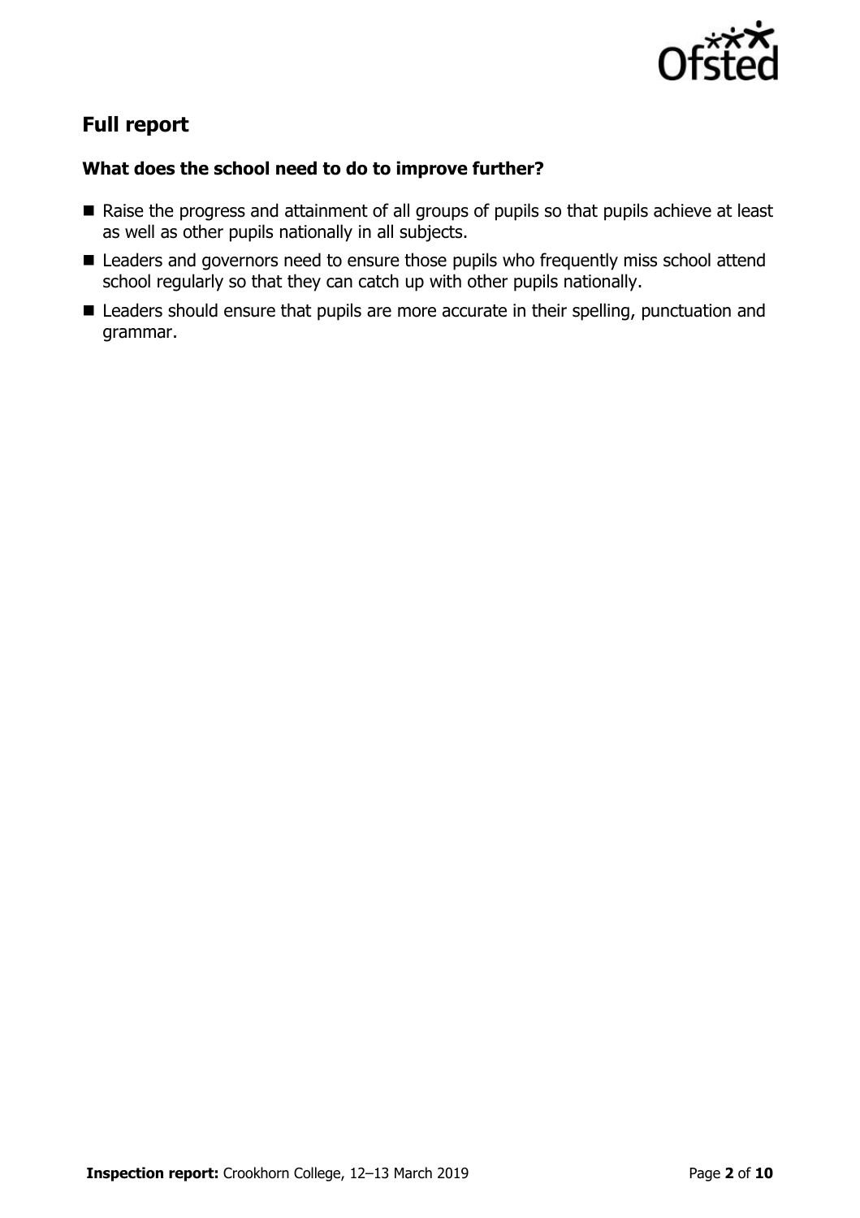## Full report

### What does the school need to do to improve further?

- Raise the progress and attainment of all groups of pupils so that pupils achieve at least as well as other pupils nationally in all subjects.
- Leaders and governors need to ensure those pupils who frequently miss school attend school regularly so that they can catch up with other pupils nationally.
- Leaders should ensure that pupils are more accurate in their spelling, punctuation and grammar.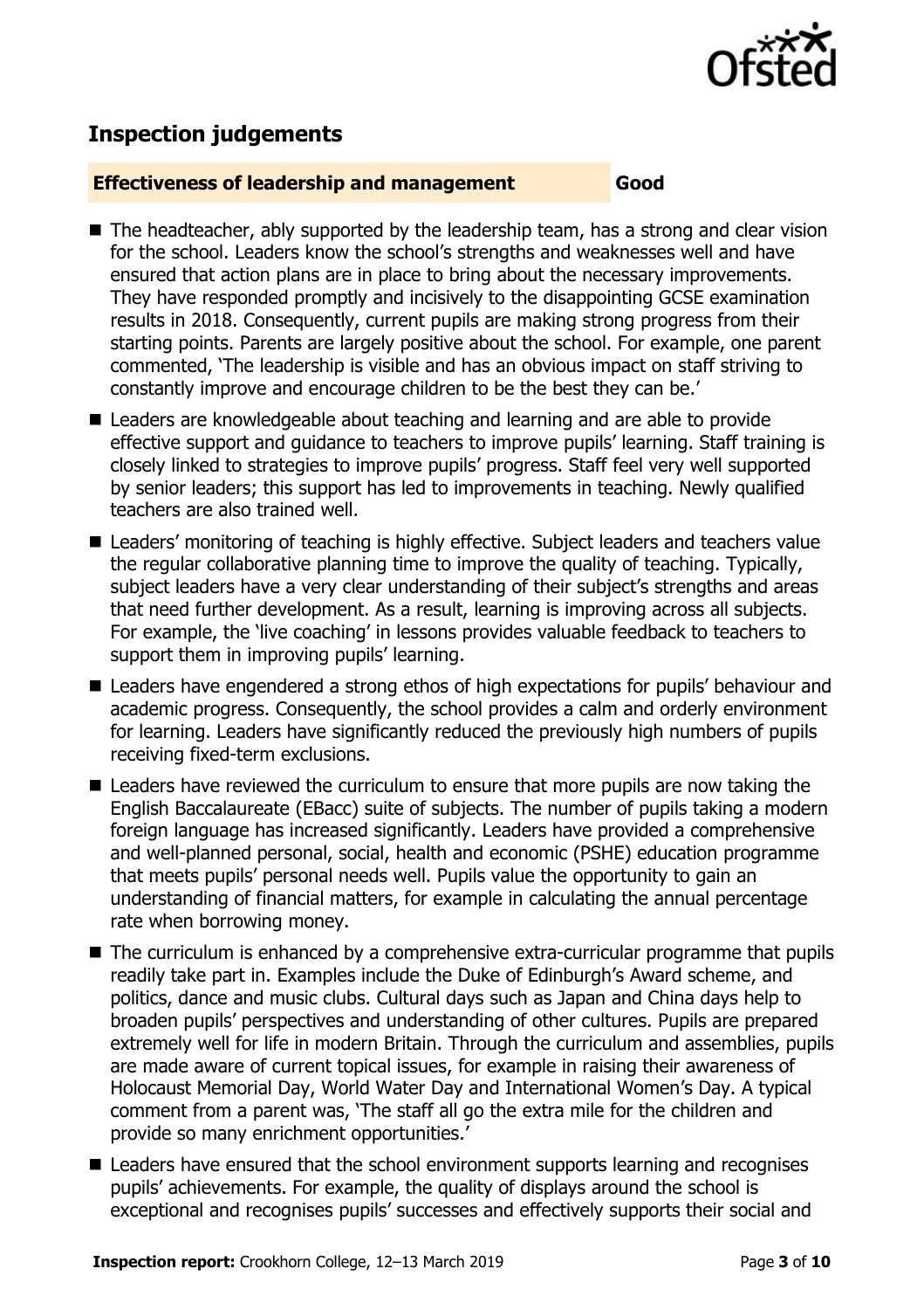## Inspection judgements

**Effectiveness of leadership and management** **Good**

- The headteacher, ably supported by the leadership team, has a strong and clear vision for the school. Leaders know the school's strengths and weaknesses well and have ensured that action plans are in place to bring about the necessary improvements. They have responded promptly and incisively to the disappointing GCSE examination results in 2018. Consequently, current pupils are making strong progress from their starting points. Parents are largely positive about the school. For example, one parent commented, 'The leadership is visible and has an obvious impact on staff striving to constantly improve and encourage children to be the best they can be.'
- Leaders are knowledgeable about teaching and learning and are able to provide effective support and guidance to teachers to improve pupils' learning. Staff training is closely linked to strategies to improve pupils' progress. Staff feel very well supported by senior leaders; this support has led to improvements in teaching. Newly qualified teachers are also trained well.
- Leaders' monitoring of teaching is highly effective. Subject leaders and teachers value the regular collaborative planning time to improve the quality of teaching. Typically, subject leaders have a very clear understanding of their subject's strengths and areas that need further development. As a result, learning is improving across all subjects. For example, the 'live coaching' in lessons provides valuable feedback to teachers to support them in improving pupils' learning.
- Leaders have engendered a strong ethos of high expectations for pupils' behaviour and academic progress. Consequently, the school provides a calm and orderly environment for learning. Leaders have significantly reduced the previously high numbers of pupils receiving fixed-term exclusions.
- Leaders have reviewed the curriculum to ensure that more pupils are now taking the English Baccalaureate (EBacc) suite of subjects. The number of pupils taking a modern foreign language has increased significantly. Leaders have provided a comprehensive and well-planned personal, social, health and economic (PSHE) education programme that meets pupils' personal needs well. Pupils value the opportunity to gain an understanding of financial matters, for example in calculating the annual percentage rate when borrowing money.
- The curriculum is enhanced by a comprehensive extra-curricular programme that pupils readily take part in. Examples include the Duke of Edinburgh's Award scheme, and politics, dance and music clubs. Cultural days such as Japan and China days help to broaden pupils' perspectives and understanding of other cultures. Pupils are prepared extremely well for life in modern Britain. Through the curriculum and assemblies, pupils are made aware of current topical issues, for example in raising their awareness of Holocaust Memorial Day, World Water Day and International Women's Day. A typical comment from a parent was, 'The staff all go the extra mile for the children and provide so many enrichment opportunities.'
- Leaders have ensured that the school environment supports learning and recognises pupils' achievements. For example, the quality of displays around the school is exceptional and recognises pupils' successes and effectively supports their social and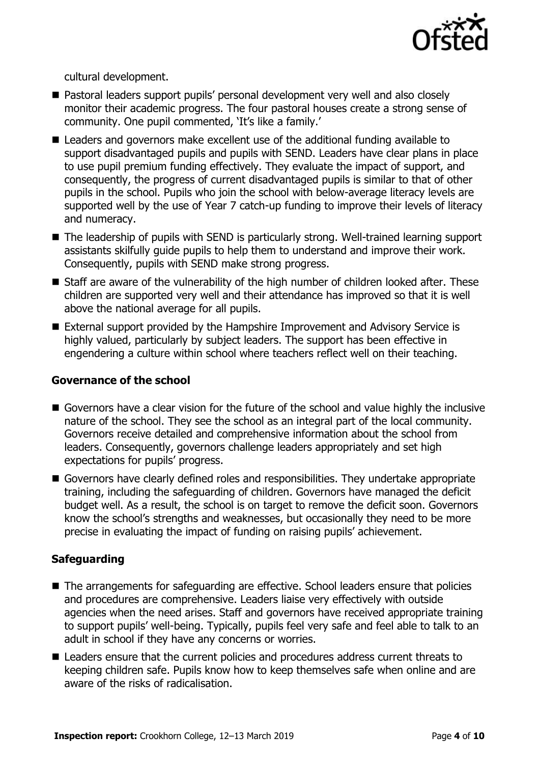cultural development.

- Pastoral leaders support pupils' personal development very well and also closely monitor their academic progress. The four pastoral houses create a strong sense of community. One pupil commented, 'It's like a family.'
- Leaders and governors make excellent use of the additional funding available to support disadvantaged pupils and pupils with SEND. Leaders have clear plans in place to use pupil premium funding effectively. They evaluate the impact of support, and consequently, the progress of current disadvantaged pupils is similar to that of other pupils in the school. Pupils who join the school with below-average literacy levels are supported well by the use of Year 7 catch-up funding to improve their levels of literacy and numeracy.
- The leadership of pupils with SEND is particularly strong. Well-trained learning support assistants skilfully guide pupils to help them to understand and improve their work. Consequently, pupils with SEND make strong progress.
- Staff are aware of the vulnerability of the high number of children looked after. These children are supported very well and their attendance has improved so that it is well above the national average for all pupils.
- External support provided by the Hampshire Improvement and Advisory Service is highly valued, particularly by subject leaders. The support has been effective in engendering a culture within school where teachers reflect well on their teaching.

### Governance of the school

- Governors have a clear vision for the future of the school and value highly the inclusive nature of the school. They see the school as an integral part of the local community. Governors receive detailed and comprehensive information about the school from leaders. Consequently, governors challenge leaders appropriately and set high expectations for pupils' progress.
- Governors have clearly defined roles and responsibilities. They undertake appropriate training, including the safeguarding of children. Governors have managed the deficit budget well. As a result, the school is on target to remove the deficit soon. Governors know the school's strengths and weaknesses, but occasionally they need to be more precise in evaluating the impact of funding on raising pupils' achievement.

### Safeguarding

- The arrangements for safeguarding are effective. School leaders ensure that policies and procedures are comprehensive. Leaders liaise very effectively with outside agencies when the need arises. Staff and governors have received appropriate training to support pupils' well-being. Typically, pupils feel very safe and feel able to talk to an adult in school if they have any concerns or worries.
- Leaders ensure that the current policies and procedures address current threats to keeping children safe. Pupils know how to keep themselves safe when online and are aware of the risks of radicalisation.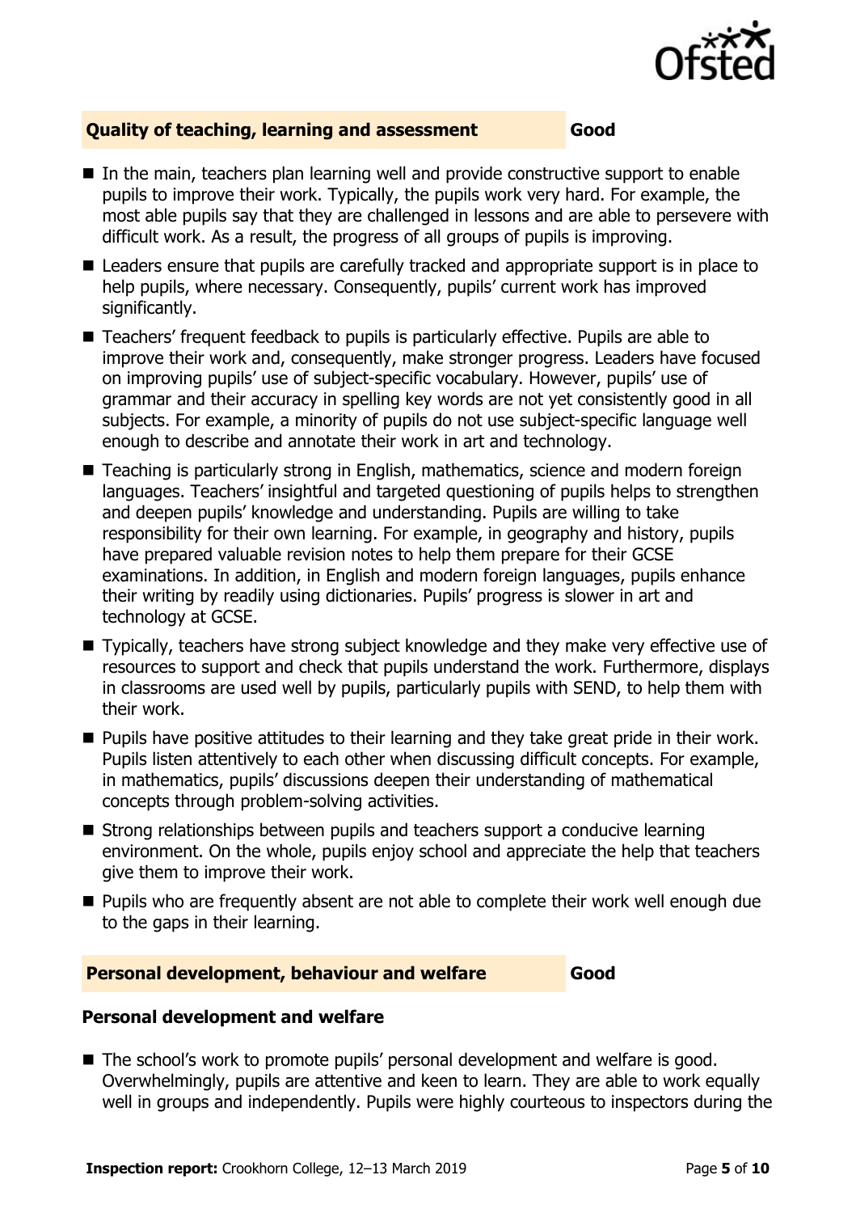## Quality of teaching, learning and assessment — Good

- In the main, teachers plan learning well and provide constructive support to enable pupils to improve their work. Typically, the pupils work very hard. For example, the most able pupils say that they are challenged in lessons and are able to persevere with difficult work. As a result, the progress of all groups of pupils is improving.
- Leaders ensure that pupils are carefully tracked and appropriate support is in place to help pupils, where necessary. Consequently, pupils' current work has improved significantly.
- Teachers' frequent feedback to pupils is particularly effective. Pupils are able to improve their work and, consequently, make stronger progress. Leaders have focused on improving pupils' use of subject-specific vocabulary. However, pupils' use of grammar and their accuracy in spelling key words are not yet consistently good in all subjects. For example, a minority of pupils do not use subject-specific language well enough to describe and annotate their work in art and technology.
- Teaching is particularly strong in English, mathematics, science and modern foreign languages. Teachers' insightful and targeted questioning of pupils helps to strengthen and deepen pupils' knowledge and understanding. Pupils are willing to take responsibility for their own learning. For example, in geography and history, pupils have prepared valuable revision notes to help them prepare for their GCSE examinations. In addition, in English and modern foreign languages, pupils enhance their writing by readily using dictionaries. Pupils' progress is slower in art and technology at GCSE.
- Typically, teachers have strong subject knowledge and they make very effective use of resources to support and check that pupils understand the work. Furthermore, displays in classrooms are used well by pupils, particularly pupils with SEND, to help them with their work.
- Pupils have positive attitudes to their learning and they take great pride in their work. Pupils listen attentively to each other when discussing difficult concepts. For example, in mathematics, pupils' discussions deepen their understanding of mathematical concepts through problem-solving activities.
- Strong relationships between pupils and teachers support a conducive learning environment. On the whole, pupils enjoy school and appreciate the help that teachers give them to improve their work.
- Pupils who are frequently absent are not able to complete their work well enough due to the gaps in their learning.

## Personal development, behaviour and welfare — Good

### Personal development and welfare

- The school's work to promote pupils' personal development and welfare is good. Overwhelmingly, pupils are attentive and keen to learn. They are able to work equally well in groups and independently. Pupils were highly courteous to inspectors during the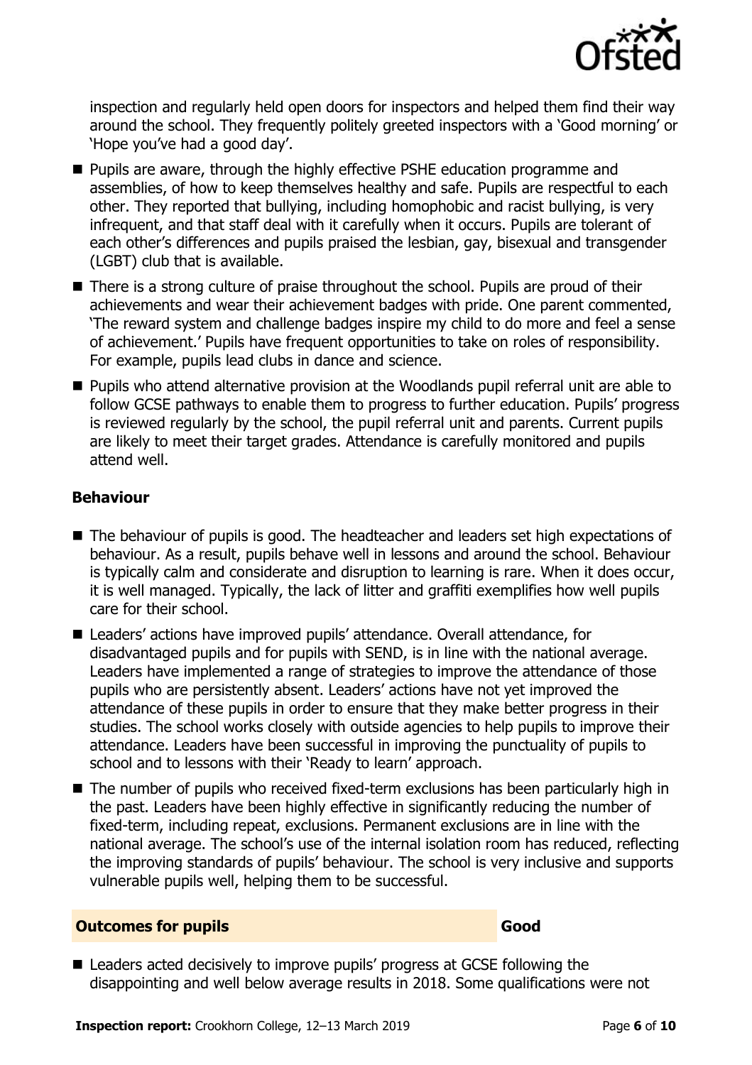inspection and regularly held open doors for inspectors and helped them find their way around the school. They frequently politely greeted inspectors with a 'Good morning' or 'Hope you've had a good day'.

- Pupils are aware, through the highly effective PSHE education programme and assemblies, of how to keep themselves healthy and safe. Pupils are respectful to each other. They reported that bullying, including homophobic and racist bullying, is very infrequent, and that staff deal with it carefully when it occurs. Pupils are tolerant of each other's differences and pupils praised the lesbian, gay, bisexual and transgender (LGBT) club that is available.
- There is a strong culture of praise throughout the school. Pupils are proud of their achievements and wear their achievement badges with pride. One parent commented, 'The reward system and challenge badges inspire my child to do more and feel a sense of achievement.' Pupils have frequent opportunities to take on roles of responsibility. For example, pupils lead clubs in dance and science.
- Pupils who attend alternative provision at the Woodlands pupil referral unit are able to follow GCSE pathways to enable them to progress to further education. Pupils' progress is reviewed regularly by the school, the pupil referral unit and parents. Current pupils are likely to meet their target grades. Attendance is carefully monitored and pupils attend well.

### Behaviour

- The behaviour of pupils is good. The headteacher and leaders set high expectations of behaviour. As a result, pupils behave well in lessons and around the school. Behaviour is typically calm and considerate and disruption to learning is rare. When it does occur, it is well managed. Typically, the lack of litter and graffiti exemplifies how well pupils care for their school.
- Leaders' actions have improved pupils' attendance. Overall attendance, for disadvantaged pupils and for pupils with SEND, is in line with the national average. Leaders have implemented a range of strategies to improve the attendance of those pupils who are persistently absent. Leaders' actions have not yet improved the attendance of these pupils in order to ensure that they make better progress in their studies. The school works closely with outside agencies to help pupils to improve their attendance. Leaders have been successful in improving the punctuality of pupils to school and to lessons with their 'Ready to learn' approach.
- The number of pupils who received fixed-term exclusions has been particularly high in the past. Leaders have been highly effective in significantly reducing the number of fixed-term, including repeat, exclusions. Permanent exclusions are in line with the national average. The school's use of the internal isolation room has reduced, reflecting the improving standards of pupils' behaviour. The school is very inclusive and supports vulnerable pupils well, helping them to be successful.

## Outcomes for pupils — Good

- Leaders acted decisively to improve pupils' progress at GCSE following the disappointing and well below average results in 2018. Some qualifications were not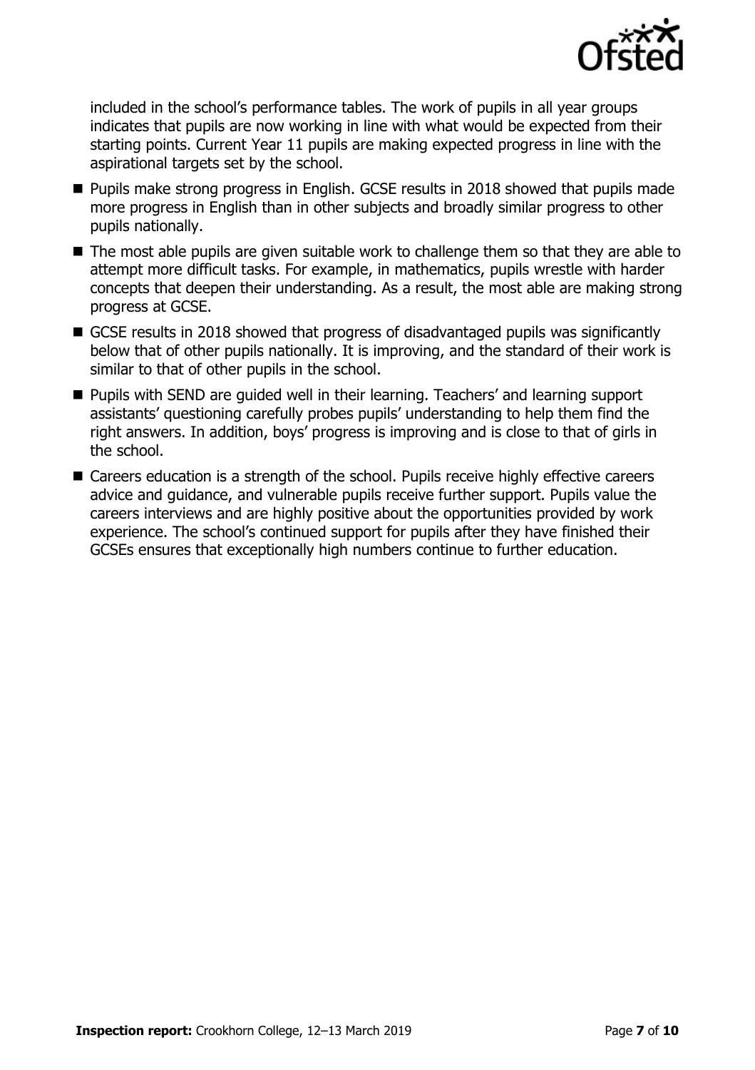included in the school's performance tables. The work of pupils in all year groups indicates that pupils are now working in line with what would be expected from their starting points. Current Year 11 pupils are making expected progress in line with the aspirational targets set by the school.

- Pupils make strong progress in English. GCSE results in 2018 showed that pupils made more progress in English than in other subjects and broadly similar progress to other pupils nationally.
- The most able pupils are given suitable work to challenge them so that they are able to attempt more difficult tasks. For example, in mathematics, pupils wrestle with harder concepts that deepen their understanding. As a result, the most able are making strong progress at GCSE.
- GCSE results in 2018 showed that progress of disadvantaged pupils was significantly below that of other pupils nationally. It is improving, and the standard of their work is similar to that of other pupils in the school.
- Pupils with SEND are guided well in their learning. Teachers' and learning support assistants' questioning carefully probes pupils' understanding to help them find the right answers. In addition, boys' progress is improving and is close to that of girls in the school.
- Careers education is a strength of the school. Pupils receive highly effective careers advice and guidance, and vulnerable pupils receive further support. Pupils value the careers interviews and are highly positive about the opportunities provided by work experience. The school's continued support for pupils after they have finished their GCSEs ensures that exceptionally high numbers continue to further education.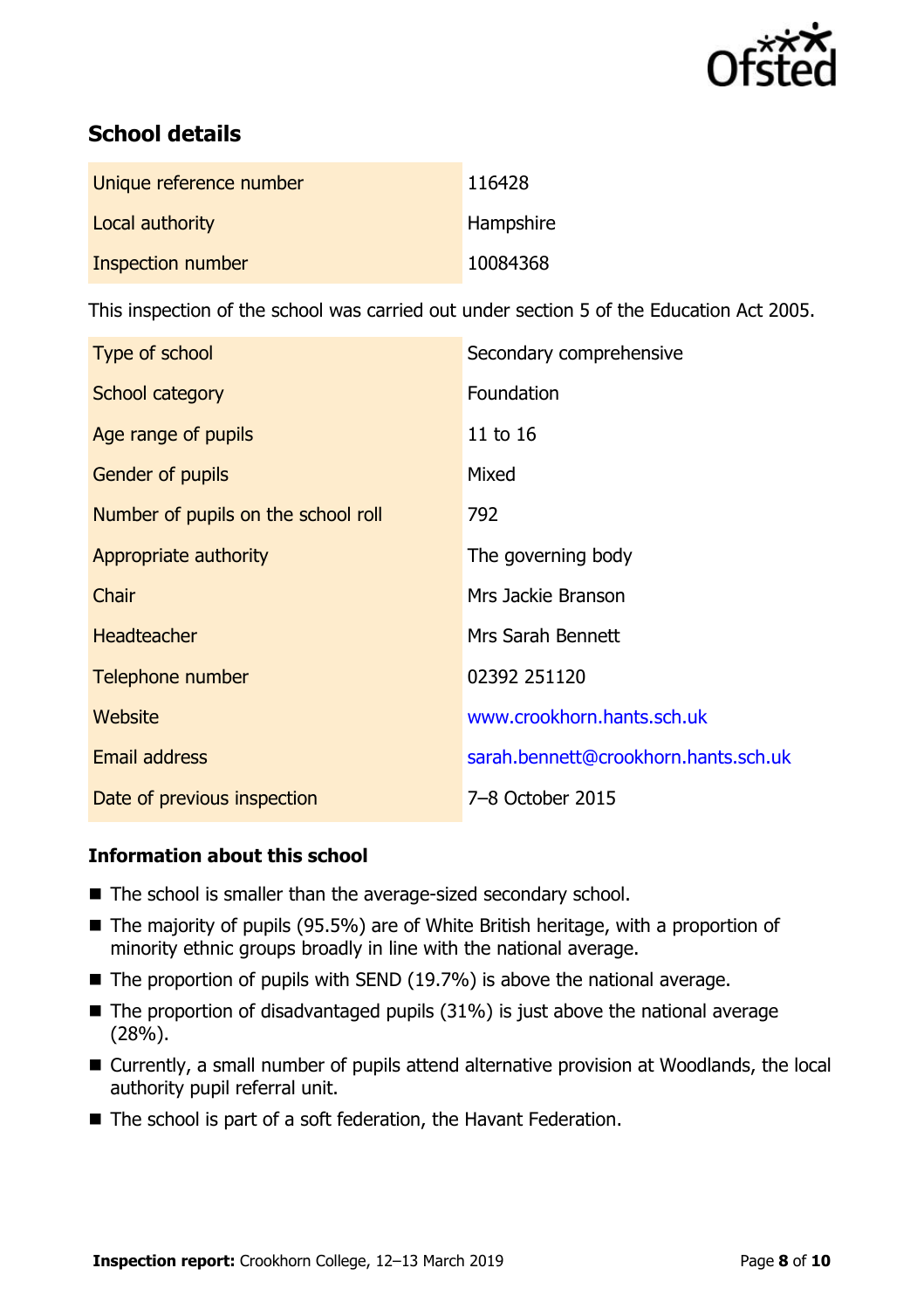## School details

| | |
|---|---|
| Unique reference number | 116428 |
| Local authority | Hampshire |
| Inspection number | 10084368 |

This inspection of the school was carried out under section 5 of the Education Act 2005.

| | |
|---|---|
| Type of school | Secondary comprehensive |
| School category | Foundation |
| Age range of pupils | 11 to 16 |
| Gender of pupils | Mixed |
| Number of pupils on the school roll | 792 |
| Appropriate authority | The governing body |
| Chair | Mrs Jackie Branson |
| Headteacher | Mrs Sarah Bennett |
| Telephone number | 02392 251120 |
| Website | www.crookhorn.hants.sch.uk |
| Email address | sarah.bennett@crookhorn.hants.sch.uk |
| Date of previous inspection | 7–8 October 2015 |

### Information about this school

- The school is smaller than the average-sized secondary school.
- The majority of pupils (95.5%) are of White British heritage, with a proportion of minority ethnic groups broadly in line with the national average.
- The proportion of pupils with SEND (19.7%) is above the national average.
- The proportion of disadvantaged pupils (31%) is just above the national average (28%).
- Currently, a small number of pupils attend alternative provision at Woodlands, the local authority pupil referral unit.
- The school is part of a soft federation, the Havant Federation.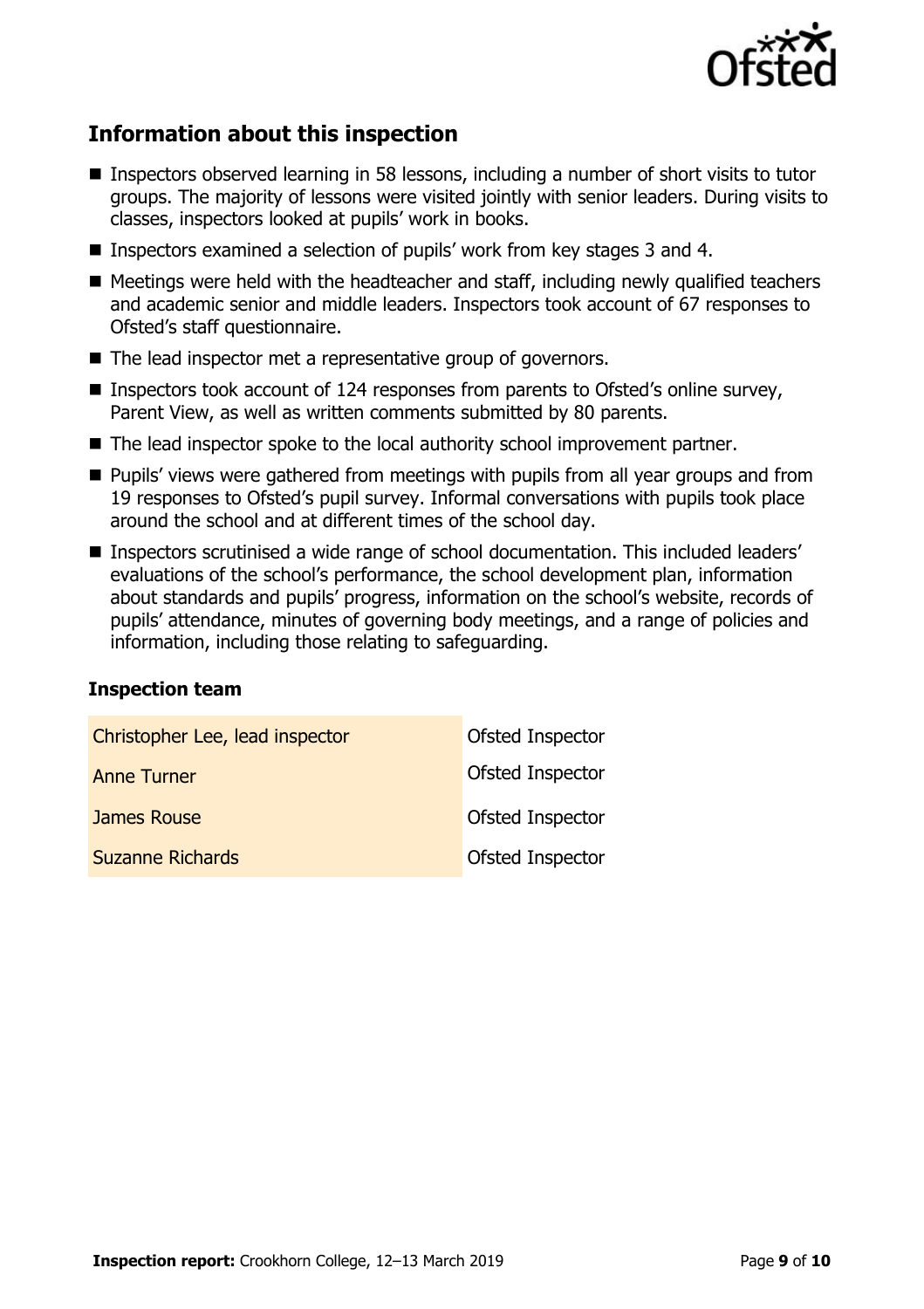## Information about this inspection

- Inspectors observed learning in 58 lessons, including a number of short visits to tutor groups. The majority of lessons were visited jointly with senior leaders. During visits to classes, inspectors looked at pupils' work in books.
- Inspectors examined a selection of pupils' work from key stages 3 and 4.
- Meetings were held with the headteacher and staff, including newly qualified teachers and academic senior and middle leaders. Inspectors took account of 67 responses to Ofsted's staff questionnaire.
- The lead inspector met a representative group of governors.
- Inspectors took account of 124 responses from parents to Ofsted's online survey, Parent View, as well as written comments submitted by 80 parents.
- The lead inspector spoke to the local authority school improvement partner.
- Pupils' views were gathered from meetings with pupils from all year groups and from 19 responses to Ofsted's pupil survey. Informal conversations with pupils took place around the school and at different times of the school day.
- Inspectors scrutinised a wide range of school documentation. This included leaders' evaluations of the school's performance, the school development plan, information about standards and pupils' progress, information on the school's website, records of pupils' attendance, minutes of governing body meetings, and a range of policies and information, including those relating to safeguarding.

### Inspection team

| | |
|---|---|
| Christopher Lee, lead inspector | Ofsted Inspector |
| Anne Turner | Ofsted Inspector |
| James Rouse | Ofsted Inspector |
| Suzanne Richards | Ofsted Inspector |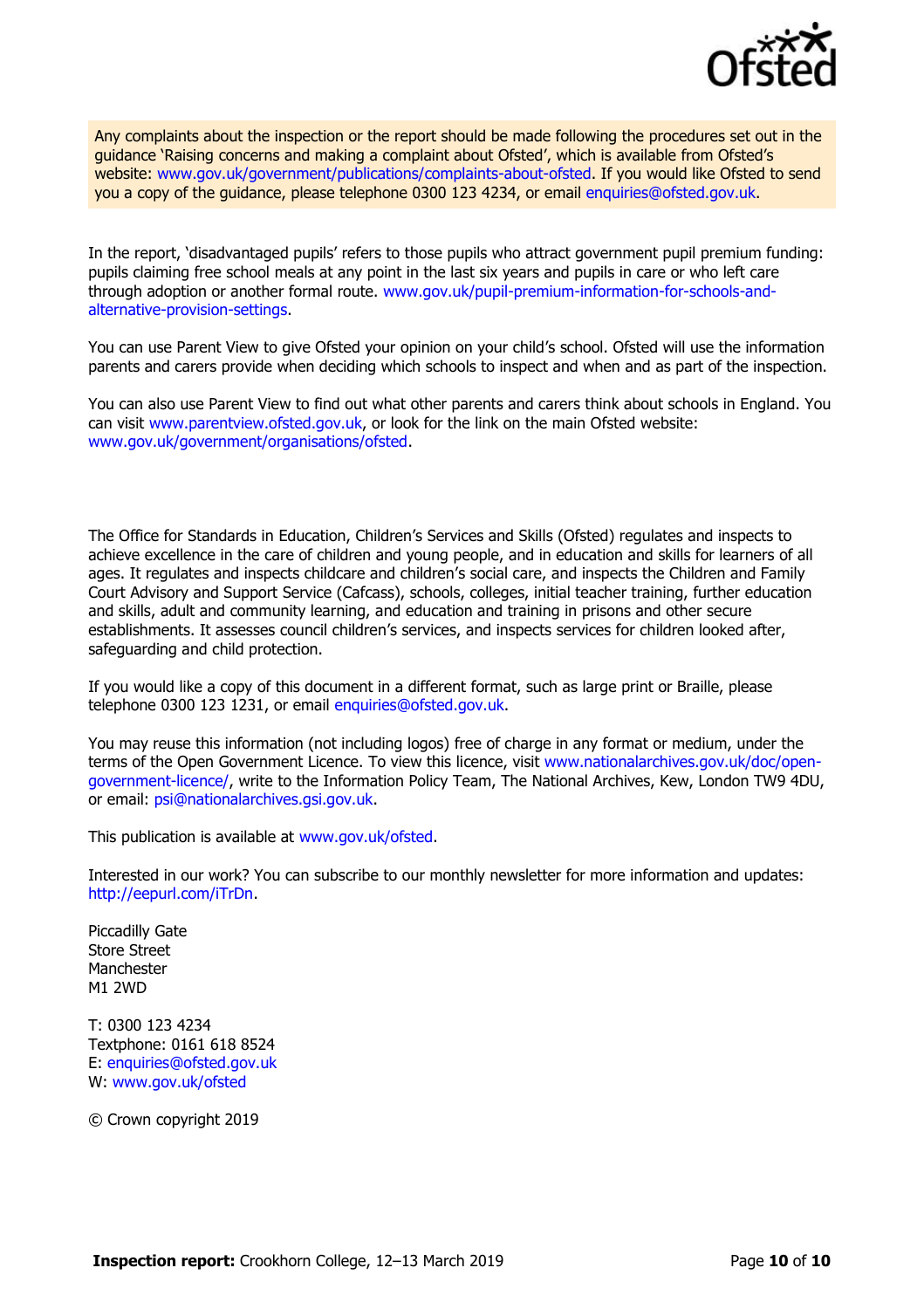Any complaints about the inspection or the report should be made following the procedures set out in the guidance 'Raising concerns and making a complaint about Ofsted', which is available from Ofsted's website: www.gov.uk/government/publications/complaints-about-ofsted. If you would like Ofsted to send you a copy of the guidance, please telephone 0300 123 4234, or email enquiries@ofsted.gov.uk.

In the report, 'disadvantaged pupils' refers to those pupils who attract government pupil premium funding: pupils claiming free school meals at any point in the last six years and pupils in care or who left care through adoption or another formal route. www.gov.uk/pupil-premium-information-for-schools-and-alternative-provision-settings.

You can use Parent View to give Ofsted your opinion on your child's school. Ofsted will use the information parents and carers provide when deciding which schools to inspect and when and as part of the inspection.

You can also use Parent View to find out what other parents and carers think about schools in England. You can visit www.parentview.ofsted.gov.uk, or look for the link on the main Ofsted website: www.gov.uk/government/organisations/ofsted.

The Office for Standards in Education, Children's Services and Skills (Ofsted) regulates and inspects to achieve excellence in the care of children and young people, and in education and skills for learners of all ages. It regulates and inspects childcare and children's social care, and inspects the Children and Family Court Advisory and Support Service (Cafcass), schools, colleges, initial teacher training, further education and skills, adult and community learning, and education and training in prisons and other secure establishments. It assesses council children's services, and inspects services for children looked after, safeguarding and child protection.

If you would like a copy of this document in a different format, such as large print or Braille, please telephone 0300 123 1231, or email enquiries@ofsted.gov.uk.

You may reuse this information (not including logos) free of charge in any format or medium, under the terms of the Open Government Licence. To view this licence, visit www.nationalarchives.gov.uk/doc/open-government-licence/, write to the Information Policy Team, The National Archives, Kew, London TW9 4DU, or email: psi@nationalarchives.gsi.gov.uk.

This publication is available at www.gov.uk/ofsted.

Interested in our work? You can subscribe to our monthly newsletter for more information and updates: http://eepurl.com/iTrDn.

Piccadilly Gate
Store Street
Manchester
M1 2WD

T: 0300 123 4234
Textphone: 0161 618 8524
E: enquiries@ofsted.gov.uk
W: www.gov.uk/ofsted

© Crown copyright 2019